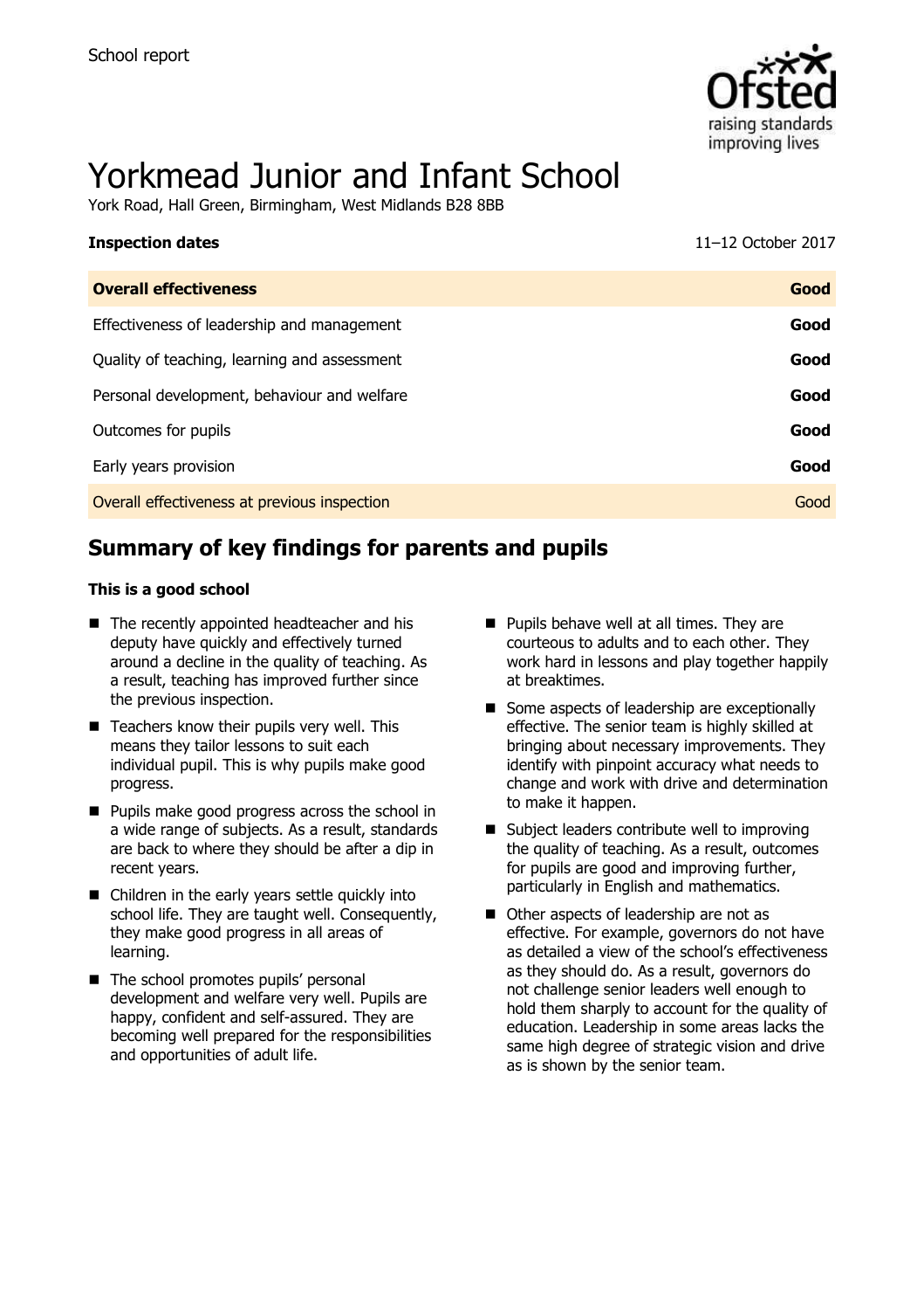School report

# Yorkmead Junior and Infant School

York Road, Hall Green, Birmingham, West Midlands B28 8BB

| **Inspection dates** | 11–12 October 2017 |
|---|---|
| **Overall effectiveness** | **Good** |
| Effectiveness of leadership and management | **Good** |
| Quality of teaching, learning and assessment | **Good** |
| Personal development, behaviour and welfare | **Good** |
| Outcomes for pupils | **Good** |
| Early years provision | **Good** |
| Overall effectiveness at previous inspection | Good |

## Summary of key findings for parents and pupils

**This is a good school**

- The recently appointed headteacher and his deputy have quickly and effectively turned around a decline in the quality of teaching. As a result, teaching has improved further since the previous inspection.
- Teachers know their pupils very well. This means they tailor lessons to suit each individual pupil. This is why pupils make good progress.
- Pupils make good progress across the school in a wide range of subjects. As a result, standards are back to where they should be after a dip in recent years.
- Children in the early years settle quickly into school life. They are taught well. Consequently, they make good progress in all areas of learning.
- The school promotes pupils' personal development and welfare very well. Pupils are happy, confident and self-assured. They are becoming well prepared for the responsibilities and opportunities of adult life.
- Pupils behave well at all times. They are courteous to adults and to each other. They work hard in lessons and play together happily at breaktimes.
- Some aspects of leadership are exceptionally effective. The senior team is highly skilled at bringing about necessary improvements. They identify with pinpoint accuracy what needs to change and work with drive and determination to make it happen.
- Subject leaders contribute well to improving the quality of teaching. As a result, outcomes for pupils are good and improving further, particularly in English and mathematics.
- Other aspects of leadership are not as effective. For example, governors do not have as detailed a view of the school's effectiveness as they should do. As a result, governors do not challenge senior leaders well enough to hold them sharply to account for the quality of education. Leadership in some areas lacks the same high degree of strategic vision and drive as is shown by the senior team.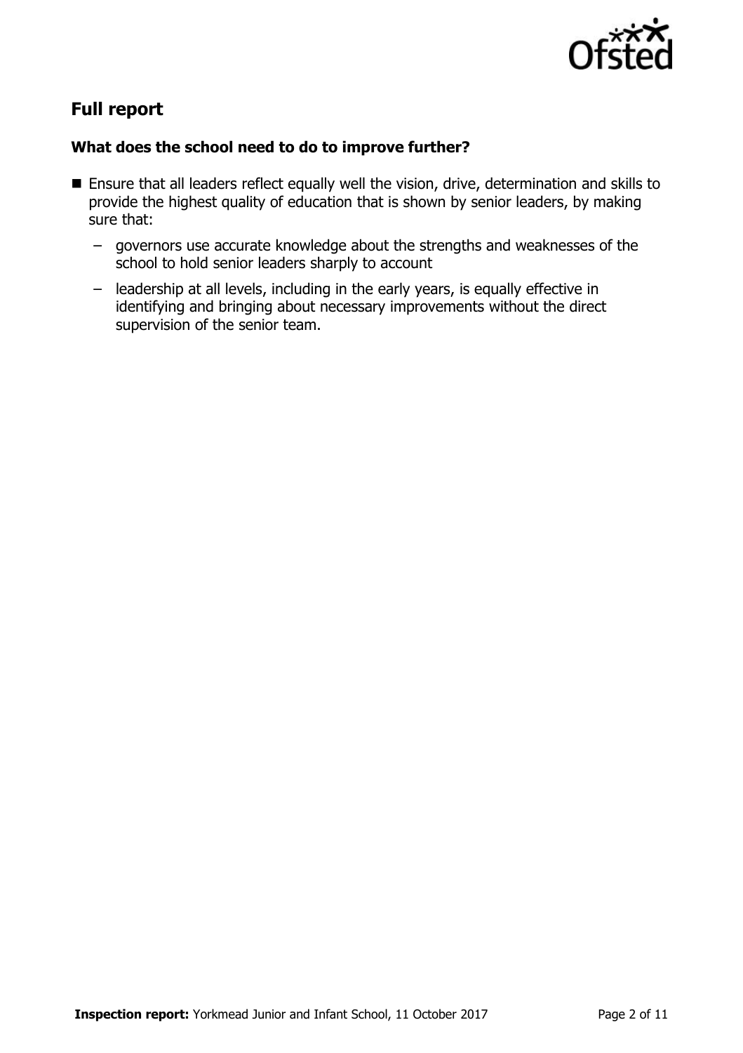## Full report

### What does the school need to do to improve further?

- Ensure that all leaders reflect equally well the vision, drive, determination and skills to provide the highest quality of education that is shown by senior leaders, by making sure that:
  - governors use accurate knowledge about the strengths and weaknesses of the school to hold senior leaders sharply to account
  - leadership at all levels, including in the early years, is equally effective in identifying and bringing about necessary improvements without the direct supervision of the senior team.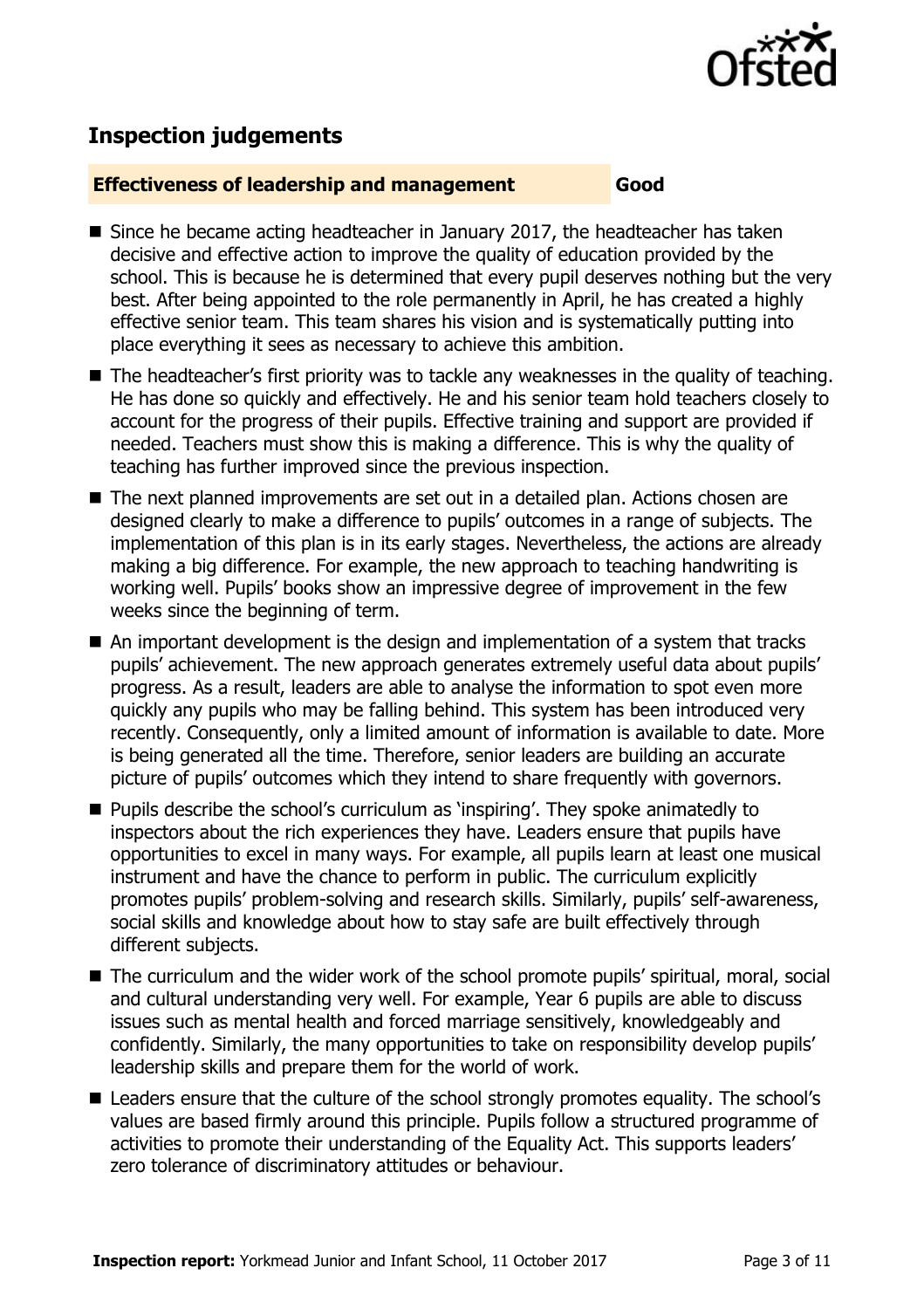## Inspection judgements

**Effectiveness of leadership and management** **Good**

- Since he became acting headteacher in January 2017, the headteacher has taken decisive and effective action to improve the quality of education provided by the school. This is because he is determined that every pupil deserves nothing but the very best. After being appointed to the role permanently in April, he has created a highly effective senior team. This team shares his vision and is systematically putting into place everything it sees as necessary to achieve this ambition.
- The headteacher's first priority was to tackle any weaknesses in the quality of teaching. He has done so quickly and effectively. He and his senior team hold teachers closely to account for the progress of their pupils. Effective training and support are provided if needed. Teachers must show this is making a difference. This is why the quality of teaching has further improved since the previous inspection.
- The next planned improvements are set out in a detailed plan. Actions chosen are designed clearly to make a difference to pupils' outcomes in a range of subjects. The implementation of this plan is in its early stages. Nevertheless, the actions are already making a big difference. For example, the new approach to teaching handwriting is working well. Pupils' books show an impressive degree of improvement in the few weeks since the beginning of term.
- An important development is the design and implementation of a system that tracks pupils' achievement. The new approach generates extremely useful data about pupils' progress. As a result, leaders are able to analyse the information to spot even more quickly any pupils who may be falling behind. This system has been introduced very recently. Consequently, only a limited amount of information is available to date. More is being generated all the time. Therefore, senior leaders are building an accurate picture of pupils' outcomes which they intend to share frequently with governors.
- Pupils describe the school's curriculum as 'inspiring'. They spoke animatedly to inspectors about the rich experiences they have. Leaders ensure that pupils have opportunities to excel in many ways. For example, all pupils learn at least one musical instrument and have the chance to perform in public. The curriculum explicitly promotes pupils' problem-solving and research skills. Similarly, pupils' self-awareness, social skills and knowledge about how to stay safe are built effectively through different subjects.
- The curriculum and the wider work of the school promote pupils' spiritual, moral, social and cultural understanding very well. For example, Year 6 pupils are able to discuss issues such as mental health and forced marriage sensitively, knowledgeably and confidently. Similarly, the many opportunities to take on responsibility develop pupils' leadership skills and prepare them for the world of work.
- Leaders ensure that the culture of the school strongly promotes equality. The school's values are based firmly around this principle. Pupils follow a structured programme of activities to promote their understanding of the Equality Act. This supports leaders' zero tolerance of discriminatory attitudes or behaviour.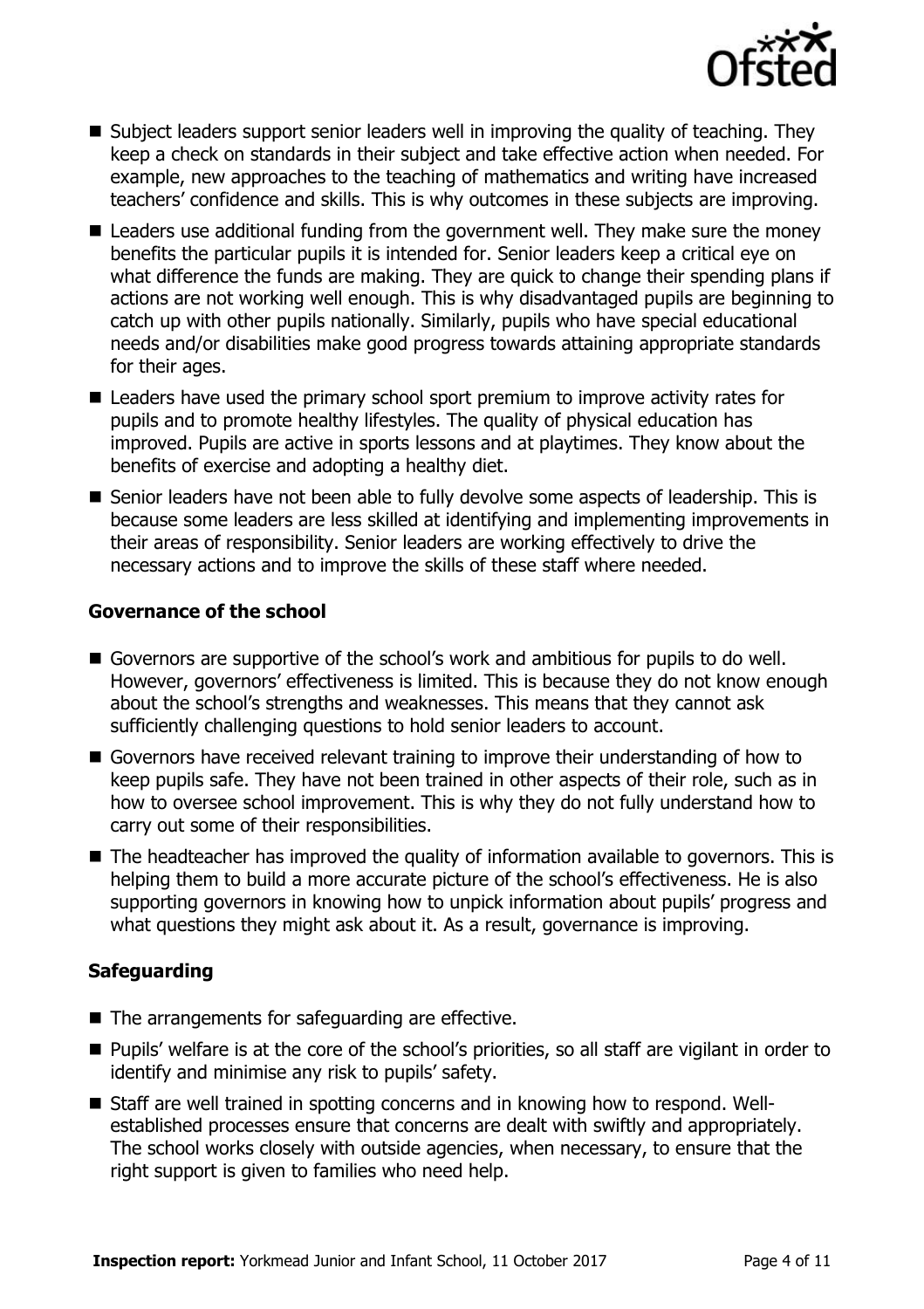- Subject leaders support senior leaders well in improving the quality of teaching. They keep a check on standards in their subject and take effective action when needed. For example, new approaches to the teaching of mathematics and writing have increased teachers' confidence and skills. This is why outcomes in these subjects are improving.
- Leaders use additional funding from the government well. They make sure the money benefits the particular pupils it is intended for. Senior leaders keep a critical eye on what difference the funds are making. They are quick to change their spending plans if actions are not working well enough. This is why disadvantaged pupils are beginning to catch up with other pupils nationally. Similarly, pupils who have special educational needs and/or disabilities make good progress towards attaining appropriate standards for their ages.
- Leaders have used the primary school sport premium to improve activity rates for pupils and to promote healthy lifestyles. The quality of physical education has improved. Pupils are active in sports lessons and at playtimes. They know about the benefits of exercise and adopting a healthy diet.
- Senior leaders have not been able to fully devolve some aspects of leadership. This is because some leaders are less skilled at identifying and implementing improvements in their areas of responsibility. Senior leaders are working effectively to drive the necessary actions and to improve the skills of these staff where needed.

### Governance of the school

- Governors are supportive of the school's work and ambitious for pupils to do well. However, governors' effectiveness is limited. This is because they do not know enough about the school's strengths and weaknesses. This means that they cannot ask sufficiently challenging questions to hold senior leaders to account.
- Governors have received relevant training to improve their understanding of how to keep pupils safe. They have not been trained in other aspects of their role, such as in how to oversee school improvement. This is why they do not fully understand how to carry out some of their responsibilities.
- The headteacher has improved the quality of information available to governors. This is helping them to build a more accurate picture of the school's effectiveness. He is also supporting governors in knowing how to unpick information about pupils' progress and what questions they might ask about it. As a result, governance is improving.

### Safeguarding

- The arrangements for safeguarding are effective.
- Pupils' welfare is at the core of the school's priorities, so all staff are vigilant in order to identify and minimise any risk to pupils' safety.
- Staff are well trained in spotting concerns and in knowing how to respond. Well-established processes ensure that concerns are dealt with swiftly and appropriately. The school works closely with outside agencies, when necessary, to ensure that the right support is given to families who need help.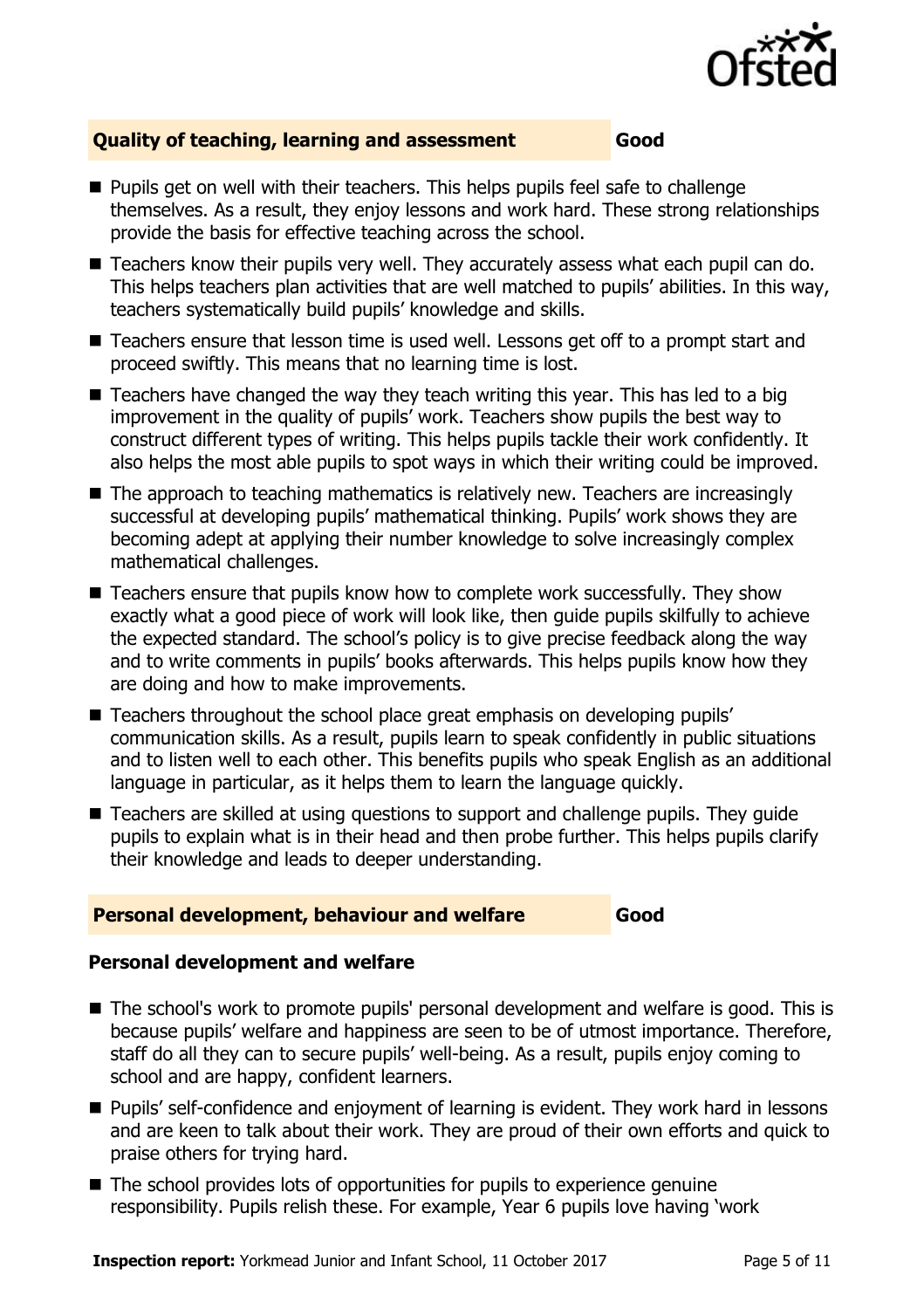## Quality of teaching, learning and assessment — Good

- Pupils get on well with their teachers. This helps pupils feel safe to challenge themselves. As a result, they enjoy lessons and work hard. These strong relationships provide the basis for effective teaching across the school.
- Teachers know their pupils very well. They accurately assess what each pupil can do. This helps teachers plan activities that are well matched to pupils' abilities. In this way, teachers systematically build pupils' knowledge and skills.
- Teachers ensure that lesson time is used well. Lessons get off to a prompt start and proceed swiftly. This means that no learning time is lost.
- Teachers have changed the way they teach writing this year. This has led to a big improvement in the quality of pupils' work. Teachers show pupils the best way to construct different types of writing. This helps pupils tackle their work confidently. It also helps the most able pupils to spot ways in which their writing could be improved.
- The approach to teaching mathematics is relatively new. Teachers are increasingly successful at developing pupils' mathematical thinking. Pupils' work shows they are becoming adept at applying their number knowledge to solve increasingly complex mathematical challenges.
- Teachers ensure that pupils know how to complete work successfully. They show exactly what a good piece of work will look like, then guide pupils skilfully to achieve the expected standard. The school's policy is to give precise feedback along the way and to write comments in pupils' books afterwards. This helps pupils know how they are doing and how to make improvements.
- Teachers throughout the school place great emphasis on developing pupils' communication skills. As a result, pupils learn to speak confidently in public situations and to listen well to each other. This benefits pupils who speak English as an additional language in particular, as it helps them to learn the language quickly.
- Teachers are skilled at using questions to support and challenge pupils. They guide pupils to explain what is in their head and then probe further. This helps pupils clarify their knowledge and leads to deeper understanding.

## Personal development, behaviour and welfare — Good

### Personal development and welfare

- The school's work to promote pupils' personal development and welfare is good. This is because pupils' welfare and happiness are seen to be of utmost importance. Therefore, staff do all they can to secure pupils' well-being. As a result, pupils enjoy coming to school and are happy, confident learners.
- Pupils' self-confidence and enjoyment of learning is evident. They work hard in lessons and are keen to talk about their work. They are proud of their own efforts and quick to praise others for trying hard.
- The school provides lots of opportunities for pupils to experience genuine responsibility. Pupils relish these. For example, Year 6 pupils love having 'work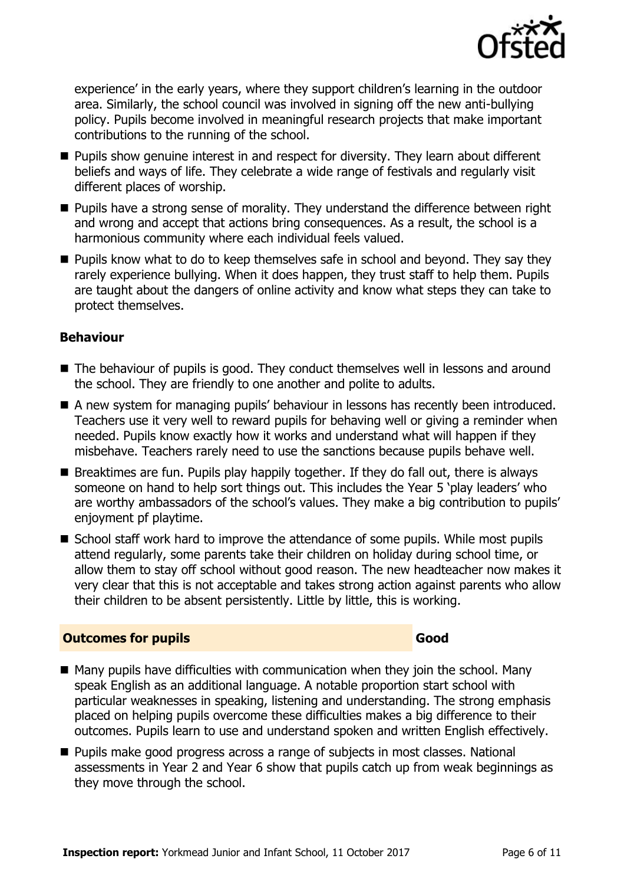experience' in the early years, where they support children's learning in the outdoor area. Similarly, the school council was involved in signing off the new anti-bullying policy. Pupils become involved in meaningful research projects that make important contributions to the running of the school.

- Pupils show genuine interest in and respect for diversity. They learn about different beliefs and ways of life. They celebrate a wide range of festivals and regularly visit different places of worship.
- Pupils have a strong sense of morality. They understand the difference between right and wrong and accept that actions bring consequences. As a result, the school is a harmonious community where each individual feels valued.
- Pupils know what to do to keep themselves safe in school and beyond. They say they rarely experience bullying. When it does happen, they trust staff to help them. Pupils are taught about the dangers of online activity and know what steps they can take to protect themselves.

### Behaviour

- The behaviour of pupils is good. They conduct themselves well in lessons and around the school. They are friendly to one another and polite to adults.
- A new system for managing pupils' behaviour in lessons has recently been introduced. Teachers use it very well to reward pupils for behaving well or giving a reminder when needed. Pupils know exactly how it works and understand what will happen if they misbehave. Teachers rarely need to use the sanctions because pupils behave well.
- Breaktimes are fun. Pupils play happily together. If they do fall out, there is always someone on hand to help sort things out. This includes the Year 5 'play leaders' who are worthy ambassadors of the school's values. They make a big contribution to pupils' enjoyment pf playtime.
- School staff work hard to improve the attendance of some pupils. While most pupils attend regularly, some parents take their children on holiday during school time, or allow them to stay off school without good reason. The new headteacher now makes it very clear that this is not acceptable and takes strong action against parents who allow their children to be absent persistently. Little by little, this is working.

## Outcomes for pupils — Good

- Many pupils have difficulties with communication when they join the school. Many speak English as an additional language. A notable proportion start school with particular weaknesses in speaking, listening and understanding. The strong emphasis placed on helping pupils overcome these difficulties makes a big difference to their outcomes. Pupils learn to use and understand spoken and written English effectively.
- Pupils make good progress across a range of subjects in most classes. National assessments in Year 2 and Year 6 show that pupils catch up from weak beginnings as they move through the school.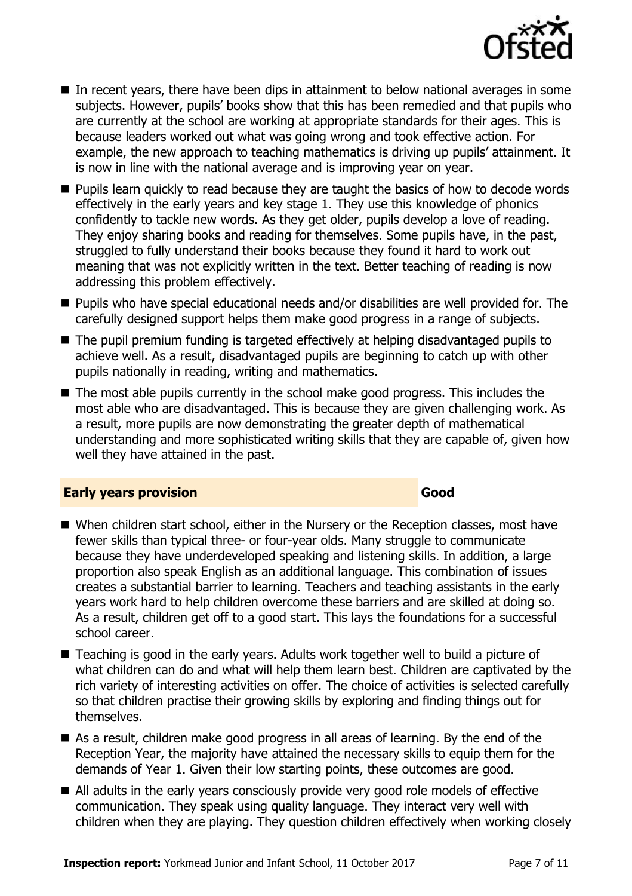- In recent years, there have been dips in attainment to below national averages in some subjects. However, pupils' books show that this has been remedied and that pupils who are currently at the school are working at appropriate standards for their ages. This is because leaders worked out what was going wrong and took effective action. For example, the new approach to teaching mathematics is driving up pupils' attainment. It is now in line with the national average and is improving year on year.
- Pupils learn quickly to read because they are taught the basics of how to decode words effectively in the early years and key stage 1. They use this knowledge of phonics confidently to tackle new words. As they get older, pupils develop a love of reading. They enjoy sharing books and reading for themselves. Some pupils have, in the past, struggled to fully understand their books because they found it hard to work out meaning that was not explicitly written in the text. Better teaching of reading is now addressing this problem effectively.
- Pupils who have special educational needs and/or disabilities are well provided for. The carefully designed support helps them make good progress in a range of subjects.
- The pupil premium funding is targeted effectively at helping disadvantaged pupils to achieve well. As a result, disadvantaged pupils are beginning to catch up with other pupils nationally in reading, writing and mathematics.
- The most able pupils currently in the school make good progress. This includes the most able who are disadvantaged. This is because they are given challenging work. As a result, more pupils are now demonstrating the greater depth of mathematical understanding and more sophisticated writing skills that they are capable of, given how well they have attained in the past.

## Early years provision — Good

- When children start school, either in the Nursery or the Reception classes, most have fewer skills than typical three- or four-year olds. Many struggle to communicate because they have underdeveloped speaking and listening skills. In addition, a large proportion also speak English as an additional language. This combination of issues creates a substantial barrier to learning. Teachers and teaching assistants in the early years work hard to help children overcome these barriers and are skilled at doing so. As a result, children get off to a good start. This lays the foundations for a successful school career.
- Teaching is good in the early years. Adults work together well to build a picture of what children can do and what will help them learn best. Children are captivated by the rich variety of interesting activities on offer. The choice of activities is selected carefully so that children practise their growing skills by exploring and finding things out for themselves.
- As a result, children make good progress in all areas of learning. By the end of the Reception Year, the majority have attained the necessary skills to equip them for the demands of Year 1. Given their low starting points, these outcomes are good.
- All adults in the early years consciously provide very good role models of effective communication. They speak using quality language. They interact very well with children when they are playing. They question children effectively when working closely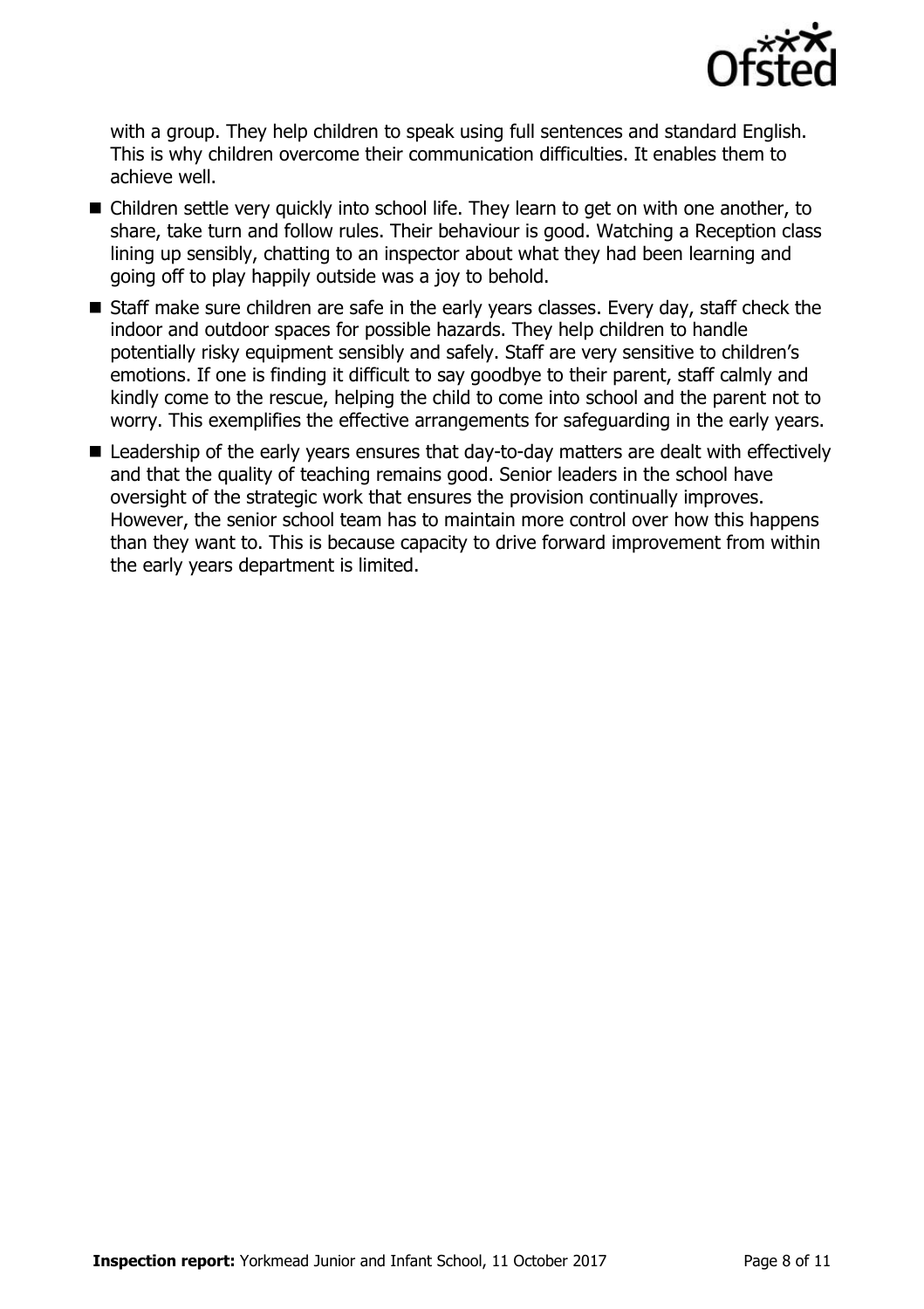with a group. They help children to speak using full sentences and standard English. This is why children overcome their communication difficulties. It enables them to achieve well.

- Children settle very quickly into school life. They learn to get on with one another, to share, take turn and follow rules. Their behaviour is good. Watching a Reception class lining up sensibly, chatting to an inspector about what they had been learning and going off to play happily outside was a joy to behold.
- Staff make sure children are safe in the early years classes. Every day, staff check the indoor and outdoor spaces for possible hazards. They help children to handle potentially risky equipment sensibly and safely. Staff are very sensitive to children's emotions. If one is finding it difficult to say goodbye to their parent, staff calmly and kindly come to the rescue, helping the child to come into school and the parent not to worry. This exemplifies the effective arrangements for safeguarding in the early years.
- Leadership of the early years ensures that day-to-day matters are dealt with effectively and that the quality of teaching remains good. Senior leaders in the school have oversight of the strategic work that ensures the provision continually improves. However, the senior school team has to maintain more control over how this happens than they want to. This is because capacity to drive forward improvement from within the early years department is limited.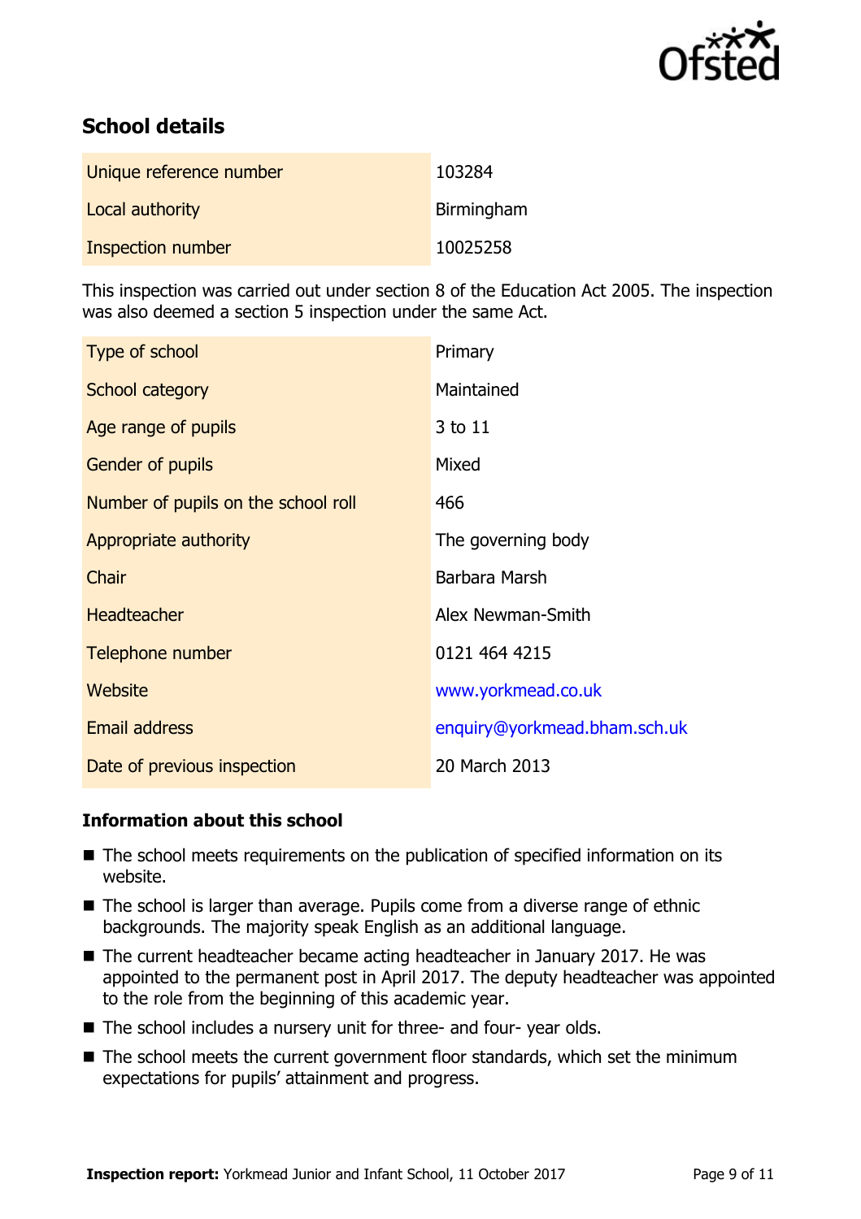## School details

| | |
|---|---|
| Unique reference number | 103284 |
| Local authority | Birmingham |
| Inspection number | 10025258 |

This inspection was carried out under section 8 of the Education Act 2005. The inspection was also deemed a section 5 inspection under the same Act.

| | |
|---|---|
| Type of school | Primary |
| School category | Maintained |
| Age range of pupils | 3 to 11 |
| Gender of pupils | Mixed |
| Number of pupils on the school roll | 466 |
| Appropriate authority | The governing body |
| Chair | Barbara Marsh |
| Headteacher | Alex Newman-Smith |
| Telephone number | 0121 464 4215 |
| Website | www.yorkmead.co.uk |
| Email address | enquiry@yorkmead.bham.sch.uk |
| Date of previous inspection | 20 March 2013 |

### Information about this school

- The school meets requirements on the publication of specified information on its website.
- The school is larger than average. Pupils come from a diverse range of ethnic backgrounds. The majority speak English as an additional language.
- The current headteacher became acting headteacher in January 2017. He was appointed to the permanent post in April 2017. The deputy headteacher was appointed to the role from the beginning of this academic year.
- The school includes a nursery unit for three- and four- year olds.
- The school meets the current government floor standards, which set the minimum expectations for pupils' attainment and progress.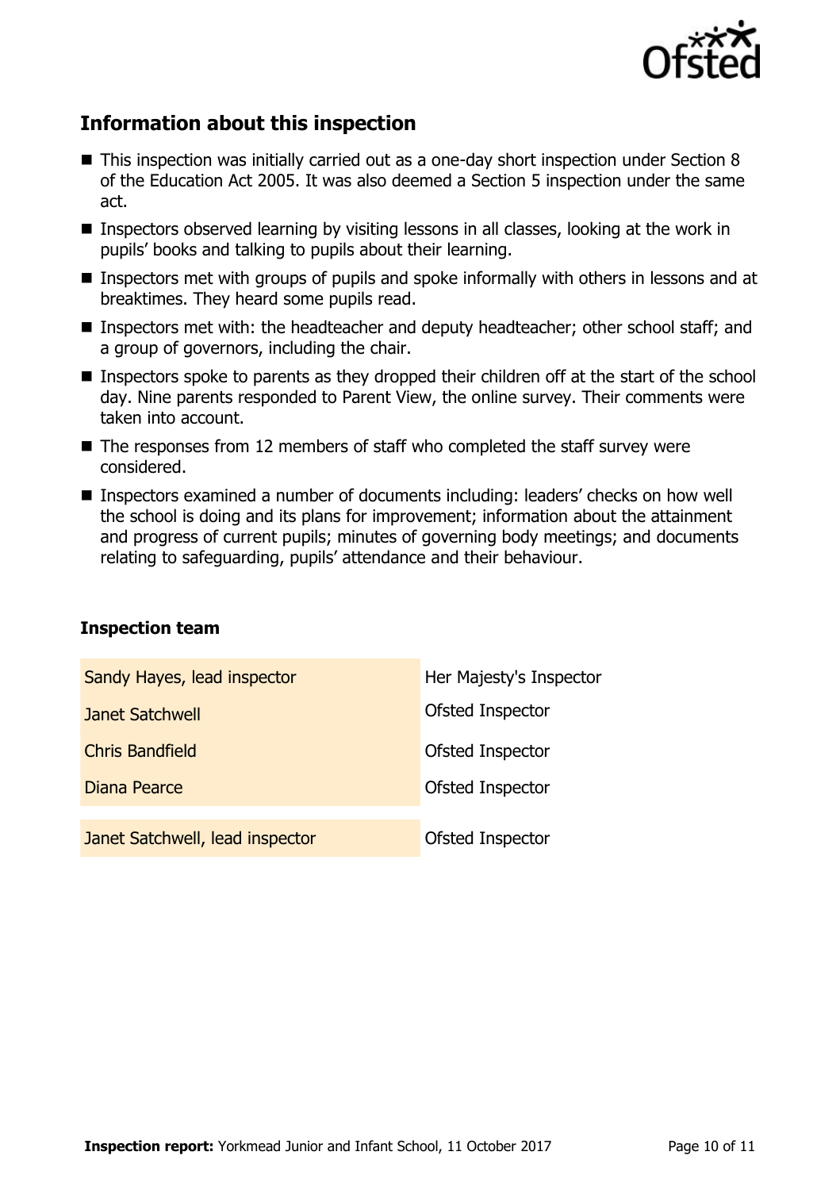## Information about this inspection

- This inspection was initially carried out as a one-day short inspection under Section 8 of the Education Act 2005. It was also deemed a Section 5 inspection under the same act.
- Inspectors observed learning by visiting lessons in all classes, looking at the work in pupils' books and talking to pupils about their learning.
- Inspectors met with groups of pupils and spoke informally with others in lessons and at breaktimes. They heard some pupils read.
- Inspectors met with: the headteacher and deputy headteacher; other school staff; and a group of governors, including the chair.
- Inspectors spoke to parents as they dropped their children off at the start of the school day. Nine parents responded to Parent View, the online survey. Their comments were taken into account.
- The responses from 12 members of staff who completed the staff survey were considered.
- Inspectors examined a number of documents including: leaders' checks on how well the school is doing and its plans for improvement; information about the attainment and progress of current pupils; minutes of governing body meetings; and documents relating to safeguarding, pupils' attendance and their behaviour.

### Inspection team

| | |
|---|---|
| Sandy Hayes, lead inspector | Her Majesty's Inspector |
| Janet Satchwell | Ofsted Inspector |
| Chris Bandfield | Ofsted Inspector |
| Diana Pearce | Ofsted Inspector |
| | |
| Janet Satchwell, lead inspector | Ofsted Inspector |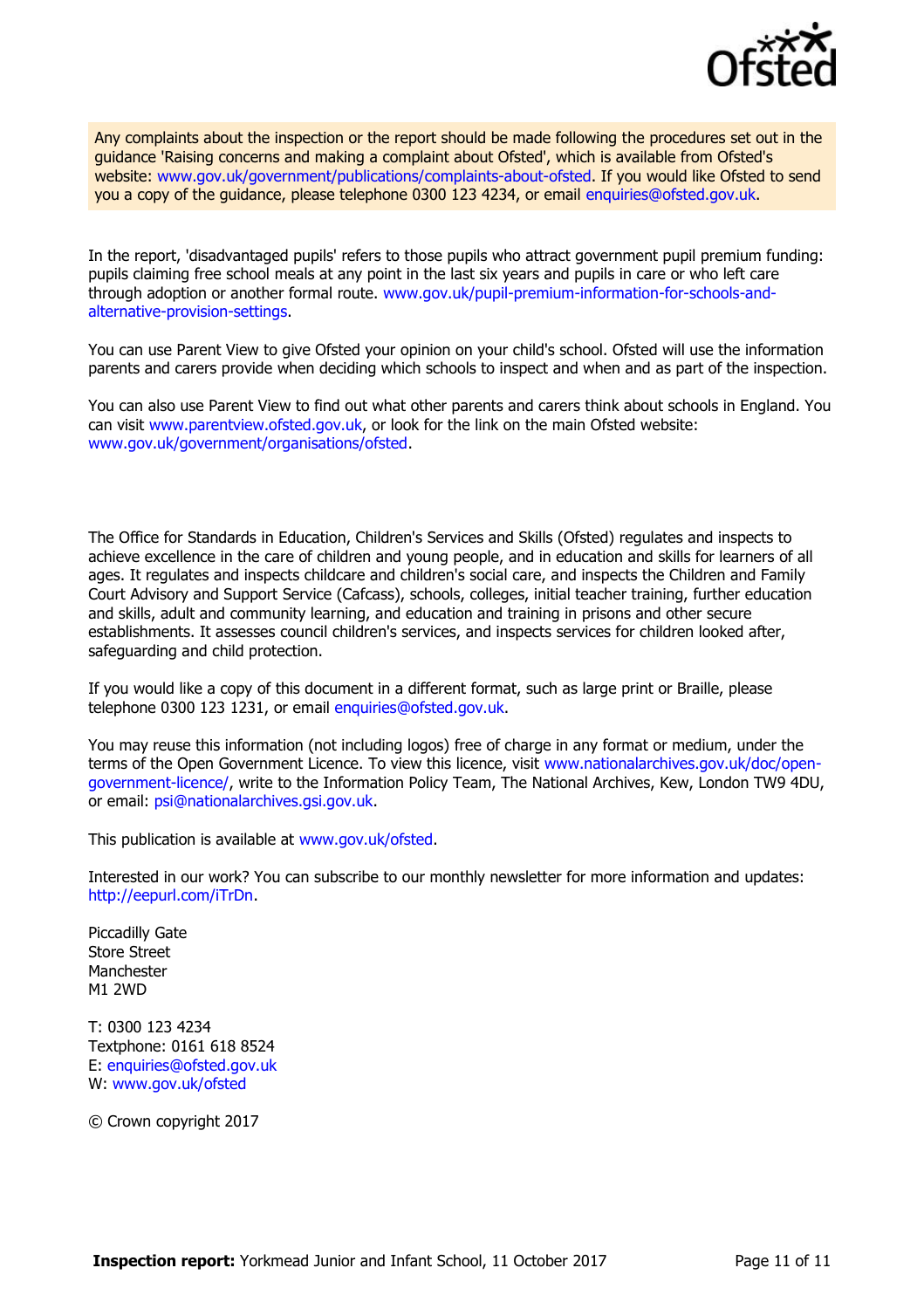Any complaints about the inspection or the report should be made following the procedures set out in the guidance 'Raising concerns and making a complaint about Ofsted', which is available from Ofsted's website: www.gov.uk/government/publications/complaints-about-ofsted. If you would like Ofsted to send you a copy of the guidance, please telephone 0300 123 4234, or email enquiries@ofsted.gov.uk.

In the report, 'disadvantaged pupils' refers to those pupils who attract government pupil premium funding: pupils claiming free school meals at any point in the last six years and pupils in care or who left care through adoption or another formal route. www.gov.uk/pupil-premium-information-for-schools-and-alternative-provision-settings.

You can use Parent View to give Ofsted your opinion on your child's school. Ofsted will use the information parents and carers provide when deciding which schools to inspect and when and as part of the inspection.

You can also use Parent View to find out what other parents and carers think about schools in England. You can visit www.parentview.ofsted.gov.uk, or look for the link on the main Ofsted website: www.gov.uk/government/organisations/ofsted.

The Office for Standards in Education, Children's Services and Skills (Ofsted) regulates and inspects to achieve excellence in the care of children and young people, and in education and skills for learners of all ages. It regulates and inspects childcare and children's social care, and inspects the Children and Family Court Advisory and Support Service (Cafcass), schools, colleges, initial teacher training, further education and skills, adult and community learning, and education and training in prisons and other secure establishments. It assesses council children's services, and inspects services for children looked after, safeguarding and child protection.

If you would like a copy of this document in a different format, such as large print or Braille, please telephone 0300 123 1231, or email enquiries@ofsted.gov.uk.

You may reuse this information (not including logos) free of charge in any format or medium, under the terms of the Open Government Licence. To view this licence, visit www.nationalarchives.gov.uk/doc/open-government-licence/, write to the Information Policy Team, The National Archives, Kew, London TW9 4DU, or email: psi@nationalarchives.gsi.gov.uk.

This publication is available at www.gov.uk/ofsted.

Interested in our work? You can subscribe to our monthly newsletter for more information and updates: http://eepurl.com/iTrDn.

Piccadilly Gate
Store Street
Manchester
M1 2WD

T: 0300 123 4234
Textphone: 0161 618 8524
E: enquiries@ofsted.gov.uk
W: www.gov.uk/ofsted

© Crown copyright 2017